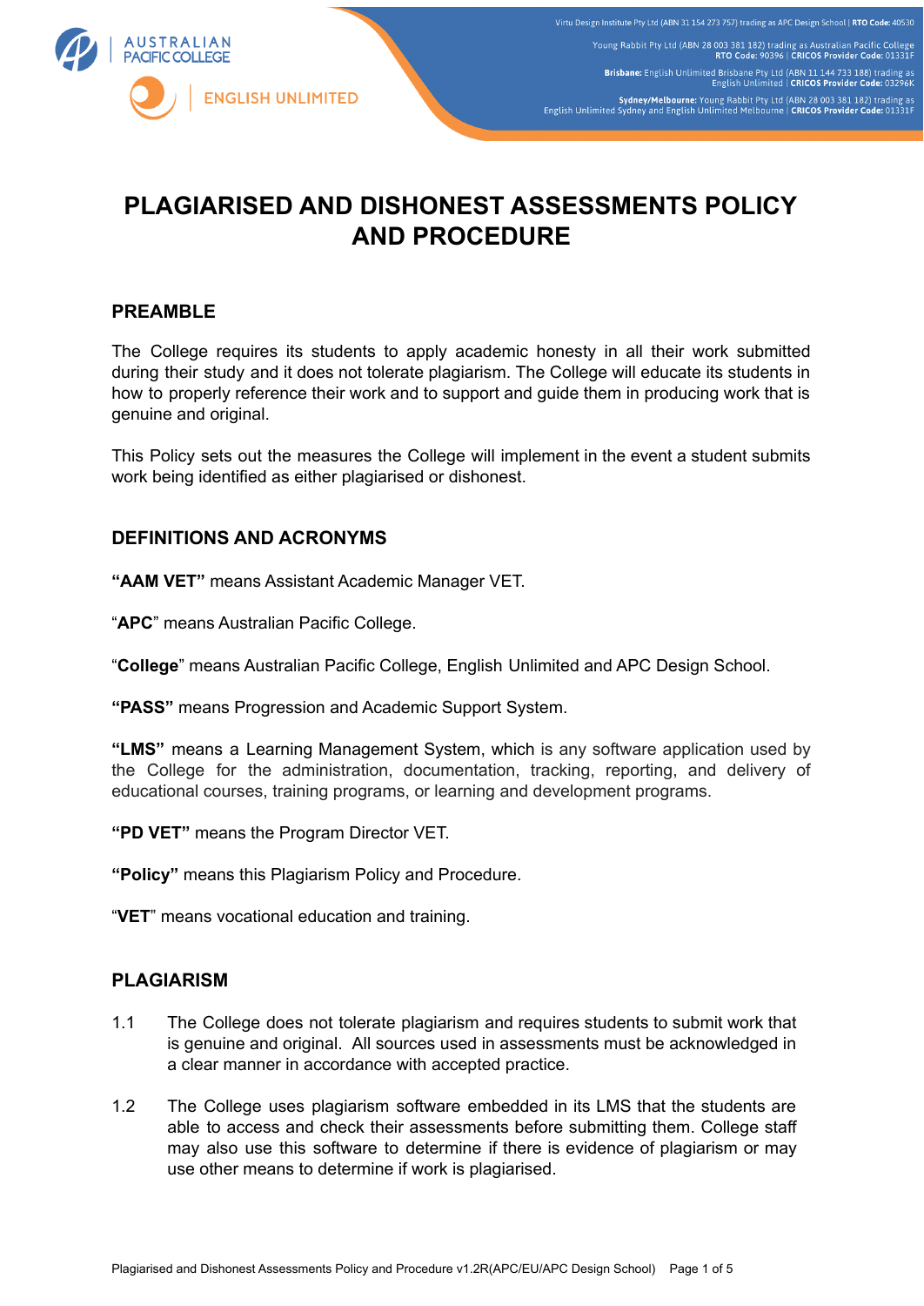# PLAGIARISED AND DISHONEST ASSESSMENTS POLICY AND PROCEDURE

## PREAMBLE

The College requires its students to apply academic honesty in all their work submitted during their study and it does not tolerate plagiarism. The College will educate its students in how to properly reference their work and to support and guide them in producing work that is genuine and original.

This Policy sets out the measures the College will implement in the event a student submits work being identified as either plagiarised or dishonest.

## DEFINITIONS AND ACRONYMS

**"AAM VET"** means Assistant Academic Manager VET.

"**APC**" means Australian Pacific College.

"**College**" means Australian Pacific College, English Unlimited and APC Design School.

**"PASS"** means Progression and Academic Support System.

**"LMS"** means a Learning Management System, which is any software application used by the College for the administration, documentation, tracking, reporting, and delivery of educational courses, training programs, or learning and development programs.

**"PD VET"** means the Program Director VET.

**"Policy"** means this Plagiarism Policy and Procedure.

"**VET**" means vocational education and training.

## PLAGIARISM

1.1 The College does not tolerate plagiarism and requires students to submit work that is genuine and original. All sources used in assessments must be acknowledged in a clear manner in accordance with accepted practice.

1.2 The College uses plagiarism software embedded in its LMS that the students are able to access and check their assessments before submitting them. College staff may also use this software to determine if there is evidence of plagiarism or may use other means to determine if work is plagiarised.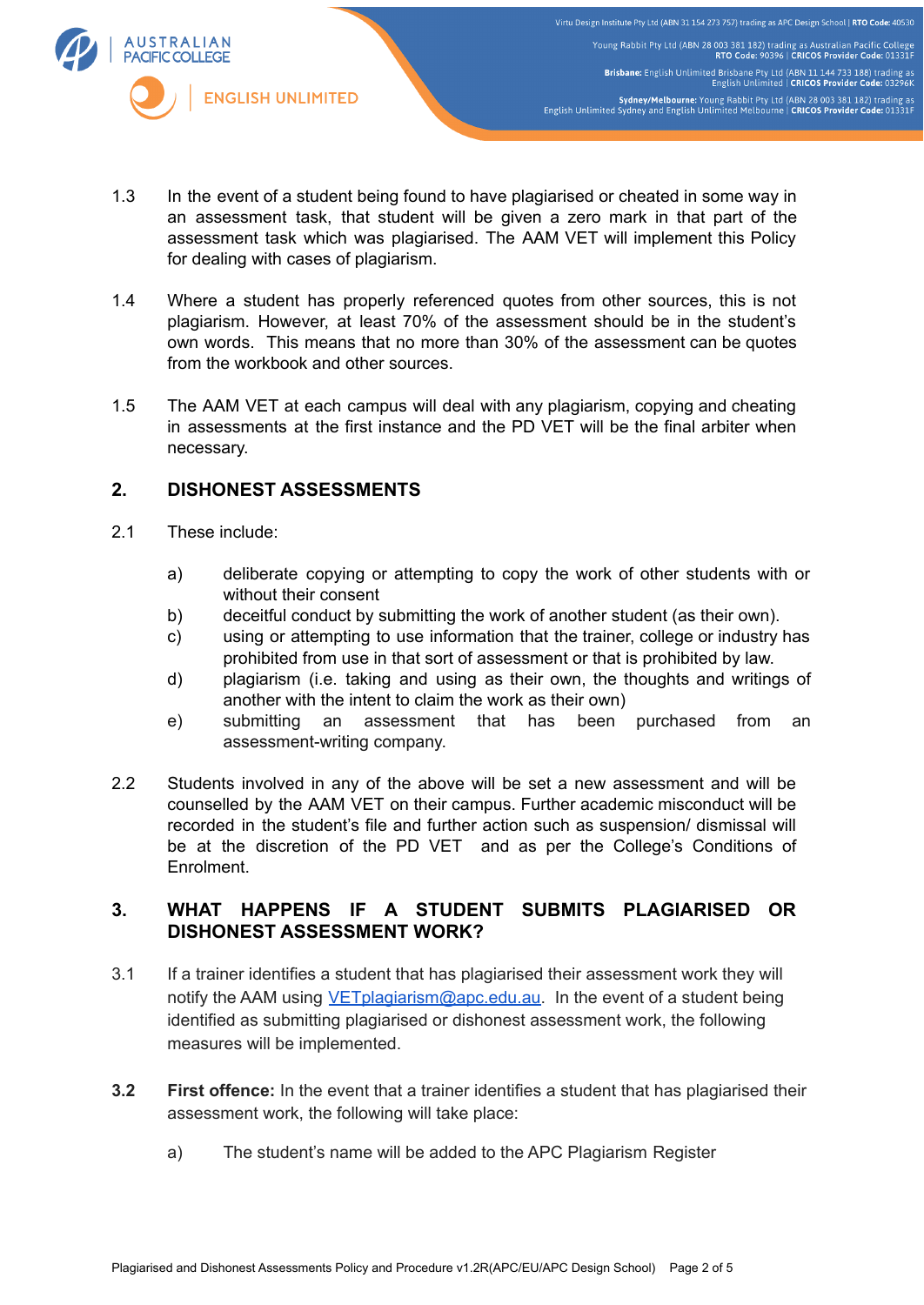1.3 In the event of a student being found to have plagiarised or cheated in some way in an assessment task, that student will be given a zero mark in that part of the assessment task which was plagiarised. The AAM VET will implement this Policy for dealing with cases of plagiarism.

1.4 Where a student has properly referenced quotes from other sources, this is not plagiarism. However, at least 70% of the assessment should be in the student's own words. This means that no more than 30% of the assessment can be quotes from the workbook and other sources.

1.5 The AAM VET at each campus will deal with any plagiarism, copying and cheating in assessments at the first instance and the PD VET will be the final arbiter when necessary.

## 2. DISHONEST ASSESSMENTS

2.1 These include:

a) deliberate copying or attempting to copy the work of other students with or without their consent
b) deceitful conduct by submitting the work of another student (as their own).
c) using or attempting to use information that the trainer, college or industry has prohibited from use in that sort of assessment or that is prohibited by law.
d) plagiarism (i.e. taking and using as their own, the thoughts and writings of another with the intent to claim the work as their own)
e) submitting an assessment that has been purchased from an assessment-writing company.

2.2 Students involved in any of the above will be set a new assessment and will be counselled by the AAM VET on their campus. Further academic misconduct will be recorded in the student's file and further action such as suspension/ dismissal will be at the discretion of the PD VET and as per the College's Conditions of Enrolment.

## 3. WHAT HAPPENS IF A STUDENT SUBMITS PLAGIARISED OR DISHONEST ASSESSMENT WORK?

3.1 If a trainer identifies a student that has plagiarised their assessment work they will notify the AAM using VETplagiarism@apc.edu.au. In the event of a student being identified as submitting plagiarised or dishonest assessment work, the following measures will be implemented.

**3.2** **First offence:** In the event that a trainer identifies a student that has plagiarised their assessment work, the following will take place:

a) The student's name will be added to the APC Plagiarism Register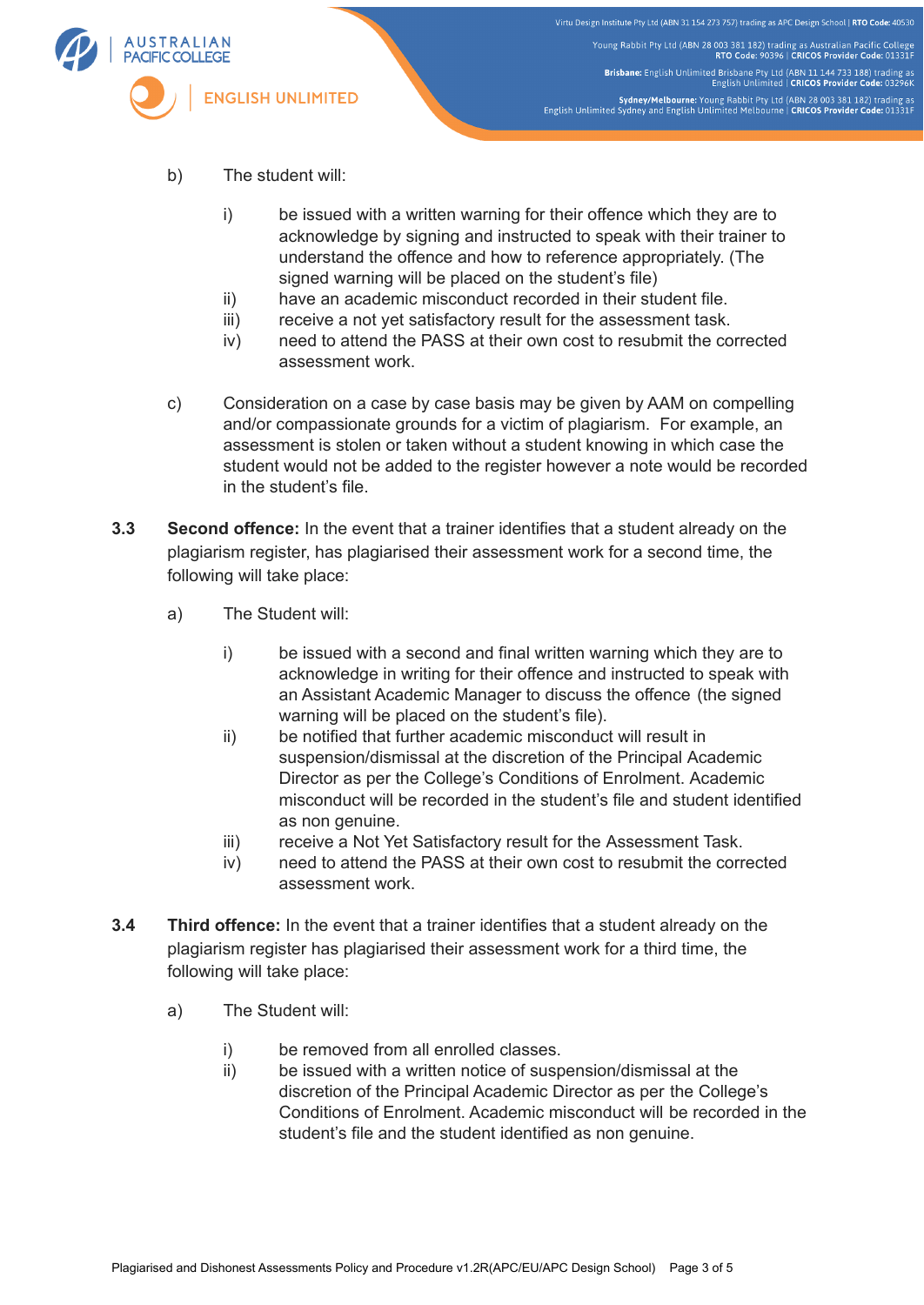b) The student will:

   i) be issued with a written warning for their offence which they are to acknowledge by signing and instructed to speak with their trainer to understand the offence and how to reference appropriately. (The signed warning will be placed on the student's file)
   ii) have an academic misconduct recorded in their student file.
   iii) receive a not yet satisfactory result for the assessment task.
   iv) need to attend the PASS at their own cost to resubmit the corrected assessment work.

c) Consideration on a case by case basis may be given by AAM on compelling and/or compassionate grounds for a victim of plagiarism. For example, an assessment is stolen or taken without a student knowing in which case the student would not be added to the register however a note would be recorded in the student's file.

**3.3 Second offence:** In the event that a trainer identifies that a student already on the plagiarism register, has plagiarised their assessment work for a second time, the following will take place:

a) The Student will:

   i) be issued with a second and final written warning which they are to acknowledge in writing for their offence and instructed to speak with an Assistant Academic Manager to discuss the offence (the signed warning will be placed on the student's file).
   ii) be notified that further academic misconduct will result in suspension/dismissal at the discretion of the Principal Academic Director as per the College's Conditions of Enrolment. Academic misconduct will be recorded in the student's file and student identified as non genuine.
   iii) receive a Not Yet Satisfactory result for the Assessment Task.
   iv) need to attend the PASS at their own cost to resubmit the corrected assessment work.

**3.4 Third offence:** In the event that a trainer identifies that a student already on the plagiarism register has plagiarised their assessment work for a third time, the following will take place:

a) The Student will:

   i) be removed from all enrolled classes.
   ii) be issued with a written notice of suspension/dismissal at the discretion of the Principal Academic Director as per the College's Conditions of Enrolment. Academic misconduct will be recorded in the student's file and the student identified as non genuine.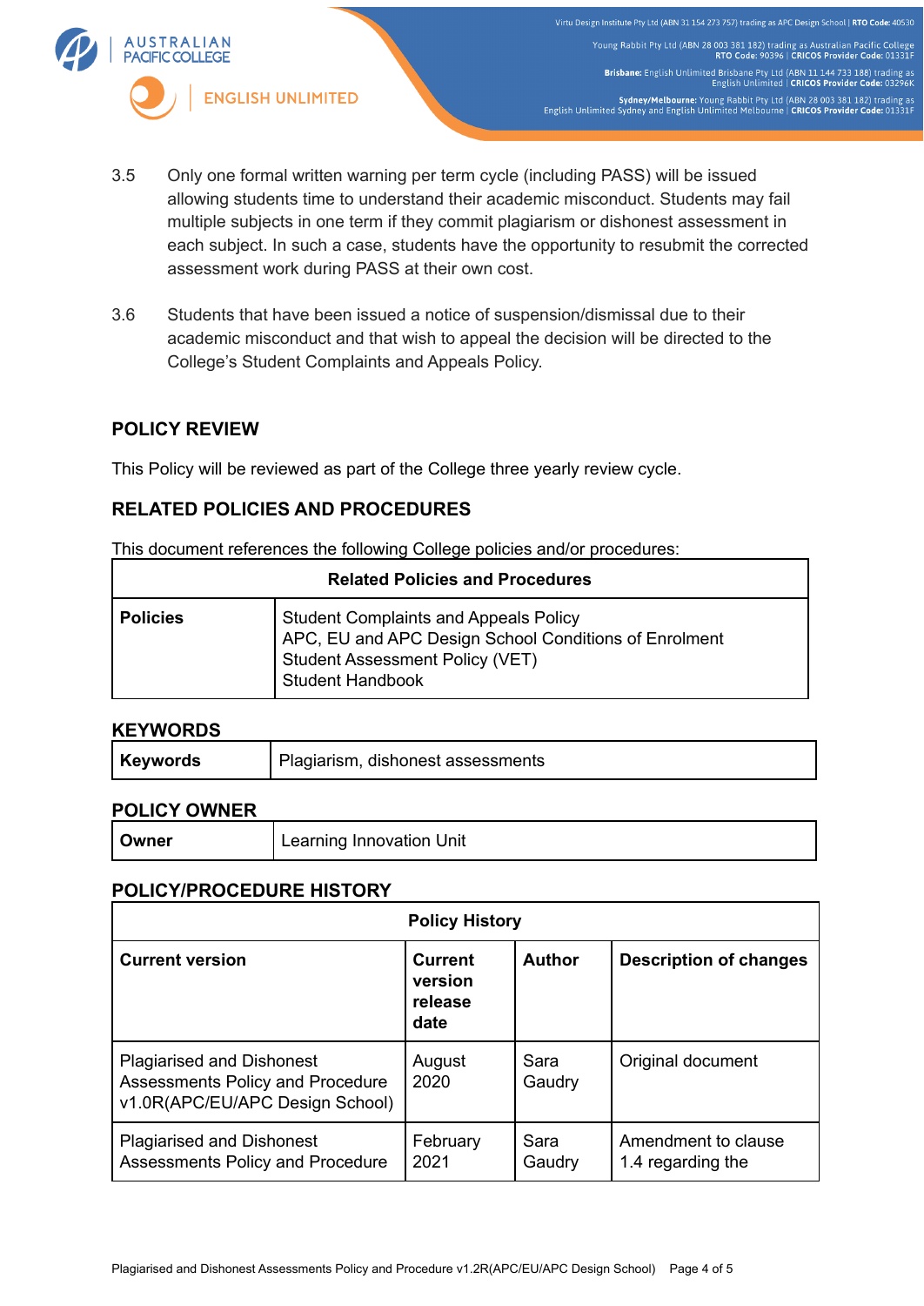3.5 Only one formal written warning per term cycle (including PASS) will be issued allowing students time to understand their academic misconduct. Students may fail multiple subjects in one term if they commit plagiarism or dishonest assessment in each subject. In such a case, students have the opportunity to resubmit the corrected assessment work during PASS at their own cost.

3.6 Students that have been issued a notice of suspension/dismissal due to their academic misconduct and that wish to appeal the decision will be directed to the College's Student Complaints and Appeals Policy.

## POLICY REVIEW

This Policy will be reviewed as part of the College three yearly review cycle.

## RELATED POLICIES AND PROCEDURES

This document references the following College policies and/or procedures:

| Related Policies and Procedures | |
|---|---|
| **Policies** | Student Complaints and Appeals Policy<br>APC, EU and APC Design School Conditions of Enrolment<br>Student Assessment Policy (VET)<br>Student Handbook |

## KEYWORDS

| **Keywords** | Plagiarism, dishonest assessments |
|---|---|

## POLICY OWNER

| **Owner** | Learning Innovation Unit |
|---|---|

## POLICY/PROCEDURE HISTORY

| Policy History | | | |
|---|---|---|---|
| **Current version** | **Current version release date** | **Author** | **Description of changes** |
| Plagiarised and Dishonest Assessments Policy and Procedure v1.0R(APC/EU/APC Design School) | August 2020 | Sara Gaudry | Original document |
| Plagiarised and Dishonest Assessments Policy and Procedure | February 2021 | Sara Gaudry | Amendment to clause 1.4 regarding the |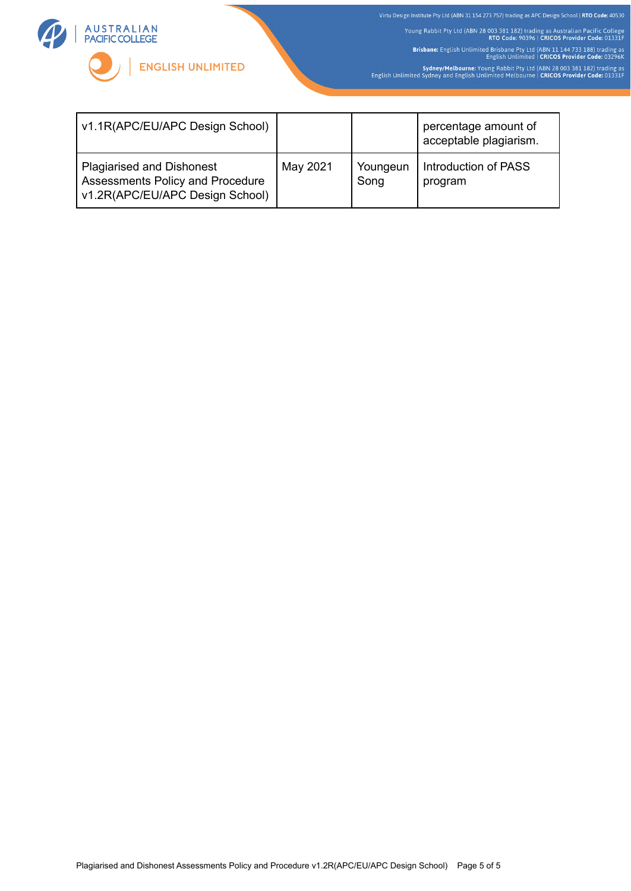| | | | |
|---|---|---|---|
| v1.1R(APC/EU/APC Design School) | | | percentage amount of acceptable plagiarism. |
| Plagiarised and Dishonest Assessments Policy and Procedure v1.2R(APC/EU/APC Design School) | May 2021 | Youngeun Song | Introduction of PASS program |